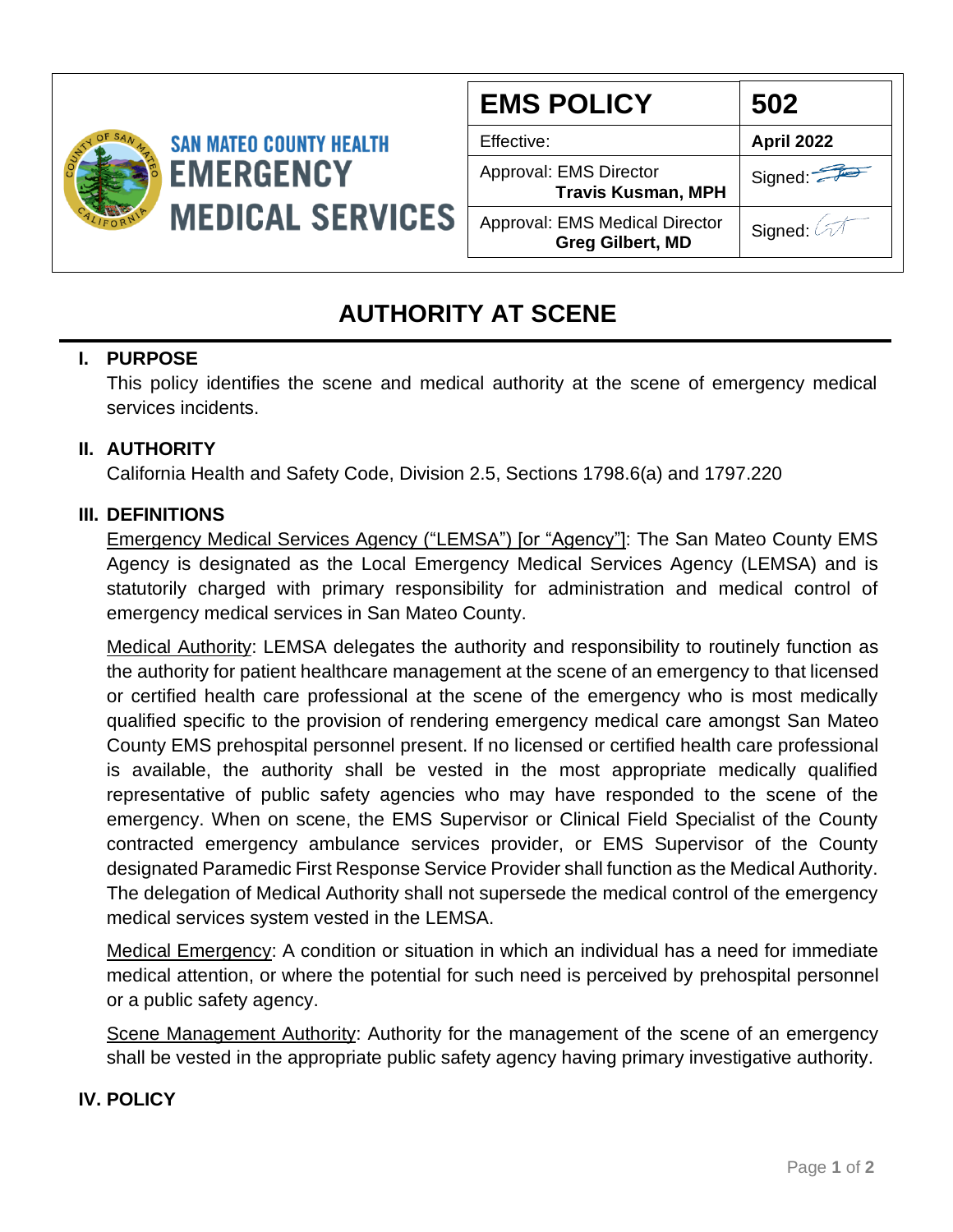**SAN MATEO COUNTY HEALTH**
**EMERGENCY MEDICAL SERVICES**

| EMS POLICY | 502 |
|---|---|
| Effective: | **April 2022** |
| Approval: EMS Director **Travis Kusman, MPH** | Signed: |
| Approval: EMS Medical Director **Greg Gilbert, MD** | Signed: |

# AUTHORITY AT SCENE

## I. PURPOSE

This policy identifies the scene and medical authority at the scene of emergency medical services incidents.

## II. AUTHORITY

California Health and Safety Code, Division 2.5, Sections 1798.6(a) and 1797.220

## III. DEFINITIONS

Emergency Medical Services Agency ("LEMSA") [or "Agency"]: The San Mateo County EMS Agency is designated as the Local Emergency Medical Services Agency (LEMSA) and is statutorily charged with primary responsibility for administration and medical control of emergency medical services in San Mateo County.

Medical Authority: LEMSA delegates the authority and responsibility to routinely function as the authority for patient healthcare management at the scene of an emergency to that licensed or certified health care professional at the scene of the emergency who is most medically qualified specific to the provision of rendering emergency medical care amongst San Mateo County EMS prehospital personnel present. If no licensed or certified health care professional is available, the authority shall be vested in the most appropriate medically qualified representative of public safety agencies who may have responded to the scene of the emergency. When on scene, the EMS Supervisor or Clinical Field Specialist of the County contracted emergency ambulance services provider, or EMS Supervisor of the County designated Paramedic First Response Service Provider shall function as the Medical Authority. The delegation of Medical Authority shall not supersede the medical control of the emergency medical services system vested in the LEMSA.

Medical Emergency: A condition or situation in which an individual has a need for immediate medical attention, or where the potential for such need is perceived by prehospital personnel or a public safety agency.

Scene Management Authority: Authority for the management of the scene of an emergency shall be vested in the appropriate public safety agency having primary investigative authority.

## IV. POLICY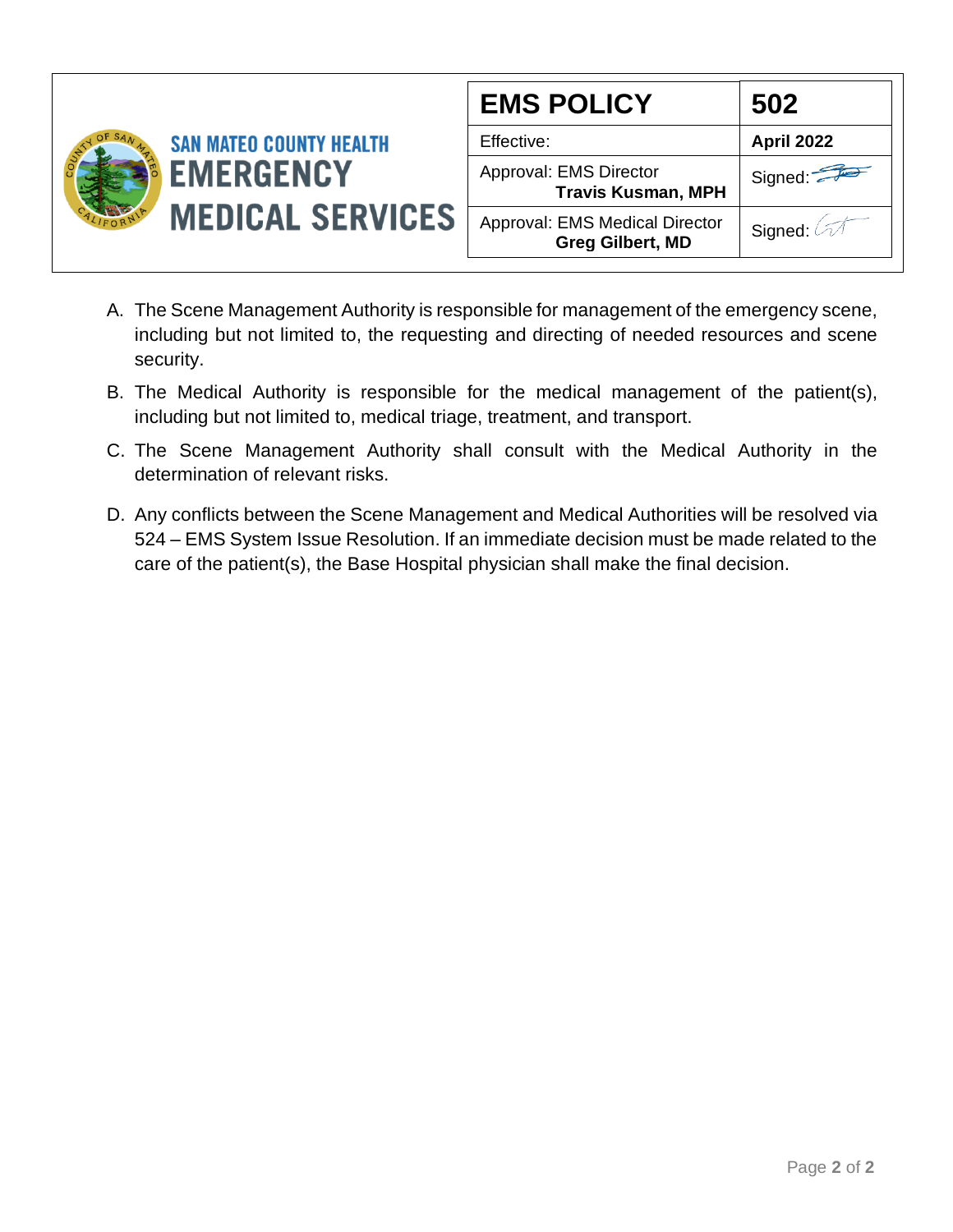| | | |
|---|---|---|
| SAN MATEO COUNTY HEALTH EMERGENCY MEDICAL SERVICES | **EMS POLICY** | **502** |
| | Effective: | **April 2022** |
| | Approval: EMS Director **Travis Kusman, MPH** | Signed: |
| | Approval: EMS Medical Director **Greg Gilbert, MD** | Signed: |

A. The Scene Management Authority is responsible for management of the emergency scene, including but not limited to, the requesting and directing of needed resources and scene security.

B. The Medical Authority is responsible for the medical management of the patient(s), including but not limited to, medical triage, treatment, and transport.

C. The Scene Management Authority shall consult with the Medical Authority in the determination of relevant risks.

D. Any conflicts between the Scene Management and Medical Authorities will be resolved via 524 – EMS System Issue Resolution. If an immediate decision must be made related to the care of the patient(s), the Base Hospital physician shall make the final decision.